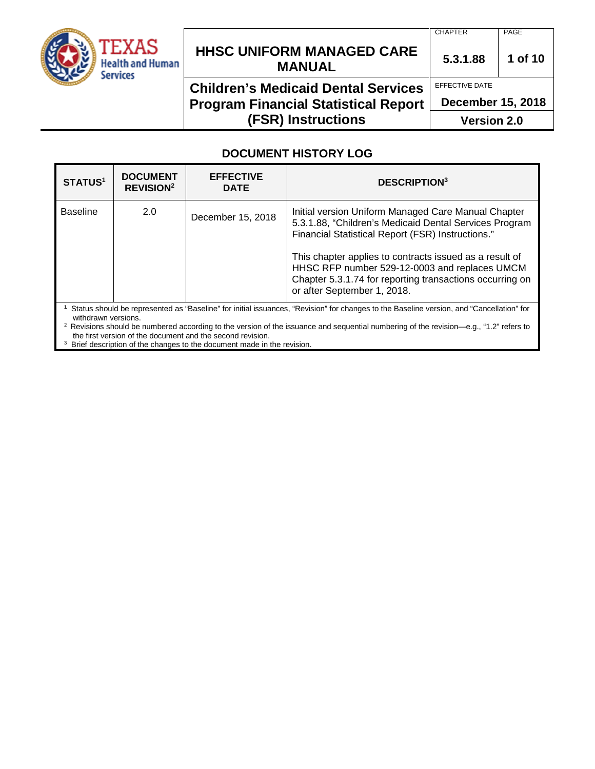## DOCUMENT HISTORY LOG

| STATUS[1] | DOCUMENT REVISION[2] | EFFECTIVE DATE | DESCRIPTION[3] |
|---|---|---|---|
| Baseline | 2.0 | December 15, 2018 | Initial version Uniform Managed Care Manual Chapter 5.3.1.88, "Children's Medicaid Dental Services Program Financial Statistical Report (FSR) Instructions."<br><br>This chapter applies to contracts issued as a result of HHSC RFP number 529-12-0003 and replaces UMCM Chapter 5.3.1.74 for reporting transactions occurring on or after September 1, 2018. |

[1] Status should be represented as "Baseline" for initial issuances, "Revision" for changes to the Baseline version, and "Cancellation" for withdrawn versions.

[2] Revisions should be numbered according to the version of the issuance and sequential numbering of the revision—e.g., "1.2" refers to the first version of the document and the second revision.

[3] Brief description of the changes to the document made in the revision.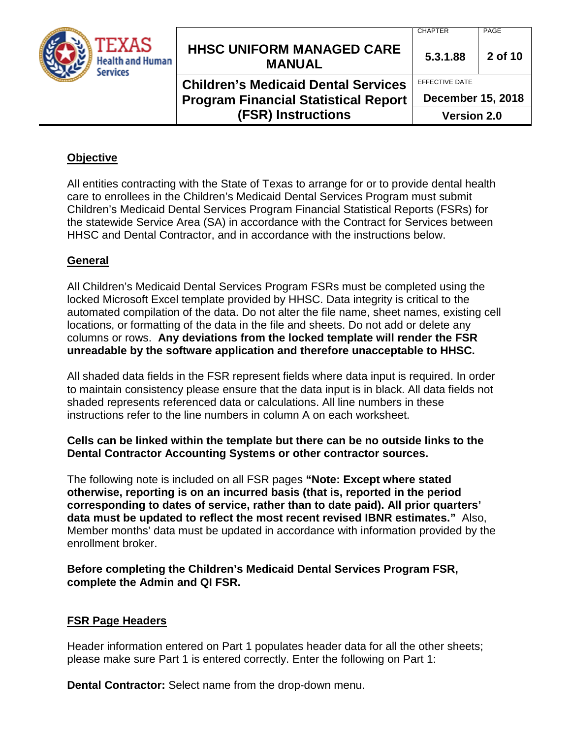## Objective

All entities contracting with the State of Texas to arrange for or to provide dental health care to enrollees in the Children's Medicaid Dental Services Program must submit Children's Medicaid Dental Services Program Financial Statistical Reports (FSRs) for the statewide Service Area (SA) in accordance with the Contract for Services between HHSC and Dental Contractor, and in accordance with the instructions below.

## General

All Children's Medicaid Dental Services Program FSRs must be completed using the locked Microsoft Excel template provided by HHSC. Data integrity is critical to the automated compilation of the data. Do not alter the file name, sheet names, existing cell locations, or formatting of the data in the file and sheets. Do not add or delete any columns or rows. **Any deviations from the locked template will render the FSR unreadable by the software application and therefore unacceptable to HHSC.**

All shaded data fields in the FSR represent fields where data input is required. In order to maintain consistency please ensure that the data input is in black. All data fields not shaded represents referenced data or calculations. All line numbers in these instructions refer to the line numbers in column A on each worksheet.

**Cells can be linked within the template but there can be no outside links to the Dental Contractor Accounting Systems or other contractor sources.**

The following note is included on all FSR pages **"Note: Except where stated otherwise, reporting is on an incurred basis (that is, reported in the period corresponding to dates of service, rather than to date paid). All prior quarters' data must be updated to reflect the most recent revised IBNR estimates."** Also, Member months' data must be updated in accordance with information provided by the enrollment broker.

**Before completing the Children's Medicaid Dental Services Program FSR, complete the Admin and QI FSR.**

## FSR Page Headers

Header information entered on Part 1 populates header data for all the other sheets; please make sure Part 1 is entered correctly. Enter the following on Part 1:

**Dental Contractor:** Select name from the drop-down menu.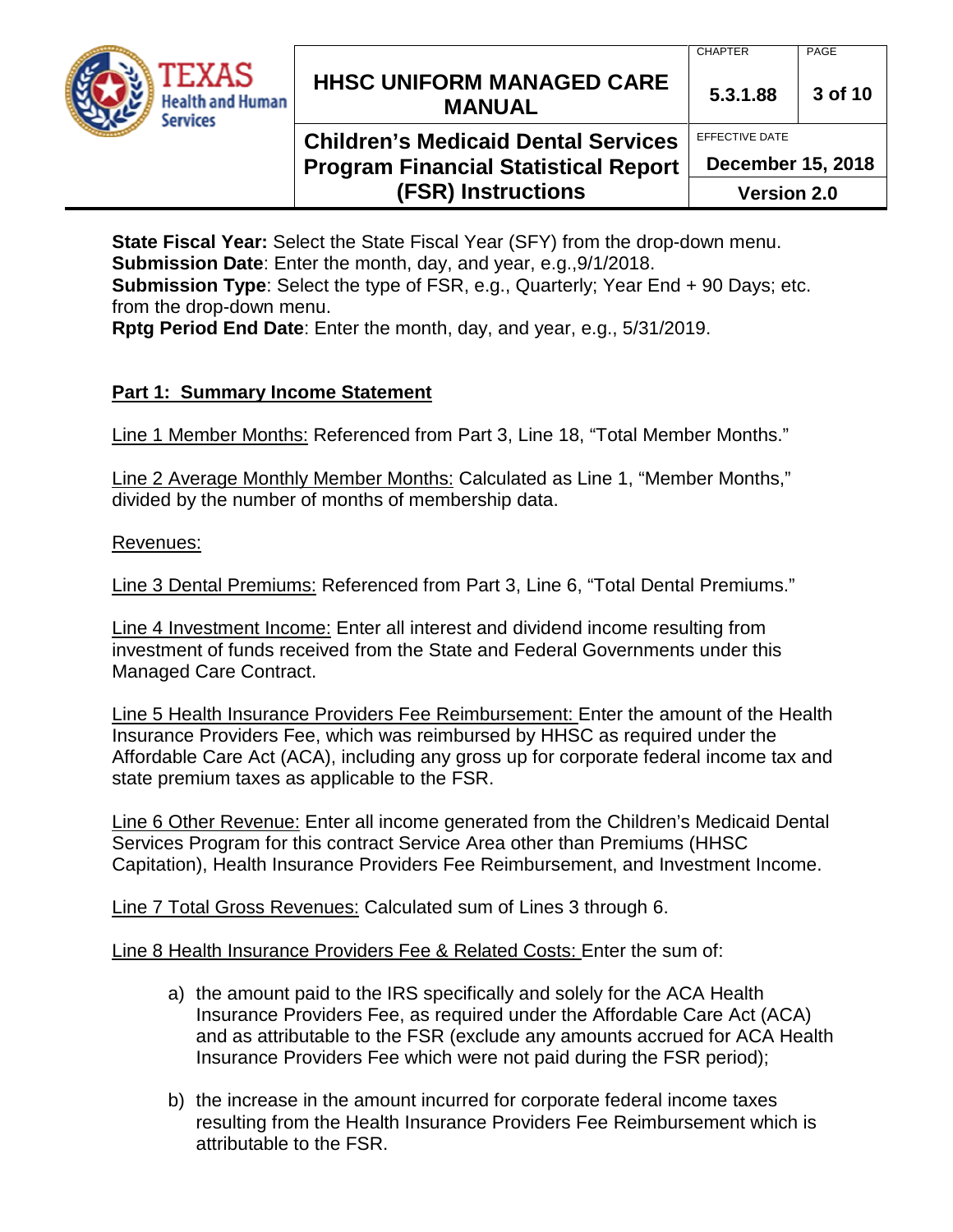**State Fiscal Year:** Select the State Fiscal Year (SFY) from the drop-down menu.
**Submission Date**: Enter the month, day, and year, e.g.,9/1/2018.
**Submission Type**: Select the type of FSR, e.g., Quarterly; Year End + 90 Days; etc. from the drop-down menu.
**Rptg Period End Date**: Enter the month, day, and year, e.g., 5/31/2019.

## Part 1: Summary Income Statement

Line 1 Member Months: Referenced from Part 3, Line 18, "Total Member Months."

Line 2 Average Monthly Member Months: Calculated as Line 1, "Member Months," divided by the number of months of membership data.

Revenues:

Line 3 Dental Premiums: Referenced from Part 3, Line 6, "Total Dental Premiums."

Line 4 Investment Income: Enter all interest and dividend income resulting from investment of funds received from the State and Federal Governments under this Managed Care Contract.

Line 5 Health Insurance Providers Fee Reimbursement: Enter the amount of the Health Insurance Providers Fee, which was reimbursed by HHSC as required under the Affordable Care Act (ACA), including any gross up for corporate federal income tax and state premium taxes as applicable to the FSR.

Line 6 Other Revenue: Enter all income generated from the Children's Medicaid Dental Services Program for this contract Service Area other than Premiums (HHSC Capitation), Health Insurance Providers Fee Reimbursement, and Investment Income.

Line 7 Total Gross Revenues: Calculated sum of Lines 3 through 6.

Line 8 Health Insurance Providers Fee & Related Costs: Enter the sum of:

a) the amount paid to the IRS specifically and solely for the ACA Health Insurance Providers Fee, as required under the Affordable Care Act (ACA) and as attributable to the FSR (exclude any amounts accrued for ACA Health Insurance Providers Fee which were not paid during the FSR period);

b) the increase in the amount incurred for corporate federal income taxes resulting from the Health Insurance Providers Fee Reimbursement which is attributable to the FSR.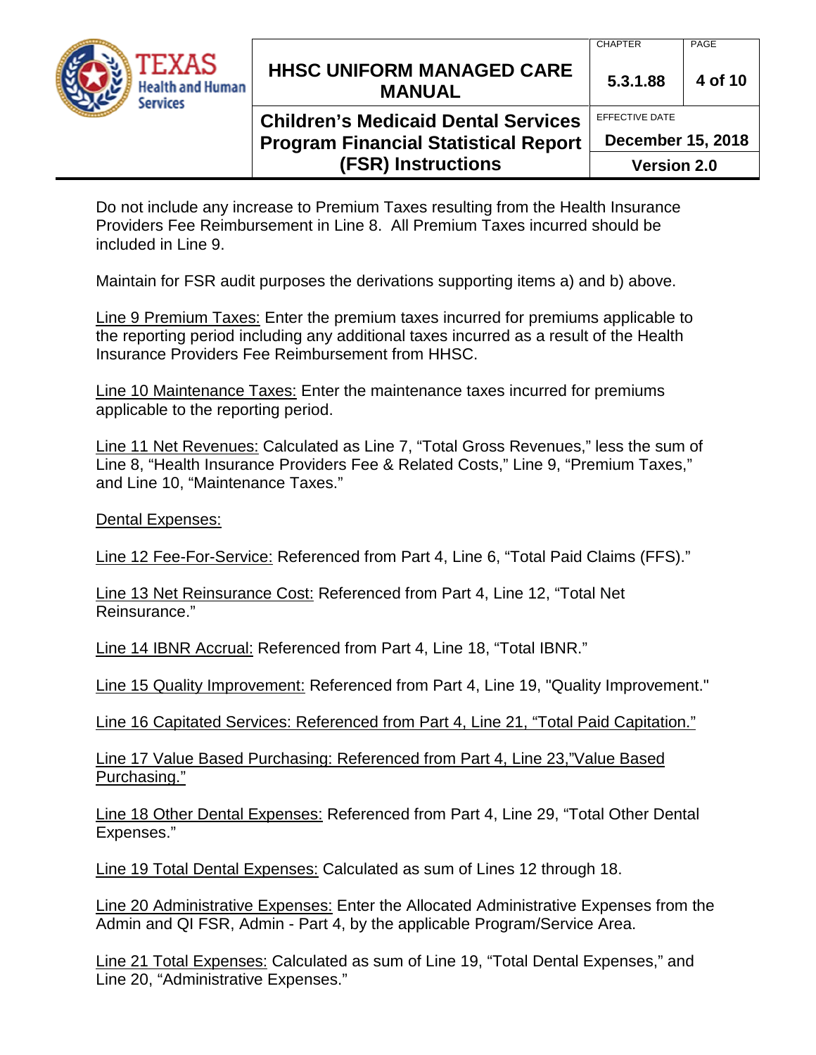Do not include any increase to Premium Taxes resulting from the Health Insurance Providers Fee Reimbursement in Line 8. All Premium Taxes incurred should be included in Line 9.

Maintain for FSR audit purposes the derivations supporting items a) and b) above.

<u>Line 9 Premium Taxes:</u> Enter the premium taxes incurred for premiums applicable to the reporting period including any additional taxes incurred as a result of the Health Insurance Providers Fee Reimbursement from HHSC.

<u>Line 10 Maintenance Taxes:</u> Enter the maintenance taxes incurred for premiums applicable to the reporting period.

<u>Line 11 Net Revenues:</u> Calculated as Line 7, "Total Gross Revenues," less the sum of Line 8, "Health Insurance Providers Fee & Related Costs," Line 9, "Premium Taxes," and Line 10, "Maintenance Taxes."

<u>Dental Expenses:</u>

<u>Line 12 Fee-For-Service:</u> Referenced from Part 4, Line 6, "Total Paid Claims (FFS)."

<u>Line 13 Net Reinsurance Cost:</u> Referenced from Part 4, Line 12, "Total Net Reinsurance."

<u>Line 14 IBNR Accrual:</u> Referenced from Part 4, Line 18, "Total IBNR."

<u>Line 15 Quality Improvement:</u> Referenced from Part 4, Line 19, "Quality Improvement."

<u>Line 16 Capitated Services: Referenced from Part 4, Line 21, "Total Paid Capitation."</u>

<u>Line 17 Value Based Purchasing: Referenced from Part 4, Line 23,"Value Based Purchasing."</u>

<u>Line 18 Other Dental Expenses:</u> Referenced from Part 4, Line 29, "Total Other Dental Expenses."

<u>Line 19 Total Dental Expenses:</u> Calculated as sum of Lines 12 through 18.

<u>Line 20 Administrative Expenses:</u> Enter the Allocated Administrative Expenses from the Admin and QI FSR, Admin - Part 4, by the applicable Program/Service Area.

<u>Line 21 Total Expenses:</u> Calculated as sum of Line 19, "Total Dental Expenses," and Line 20, "Administrative Expenses."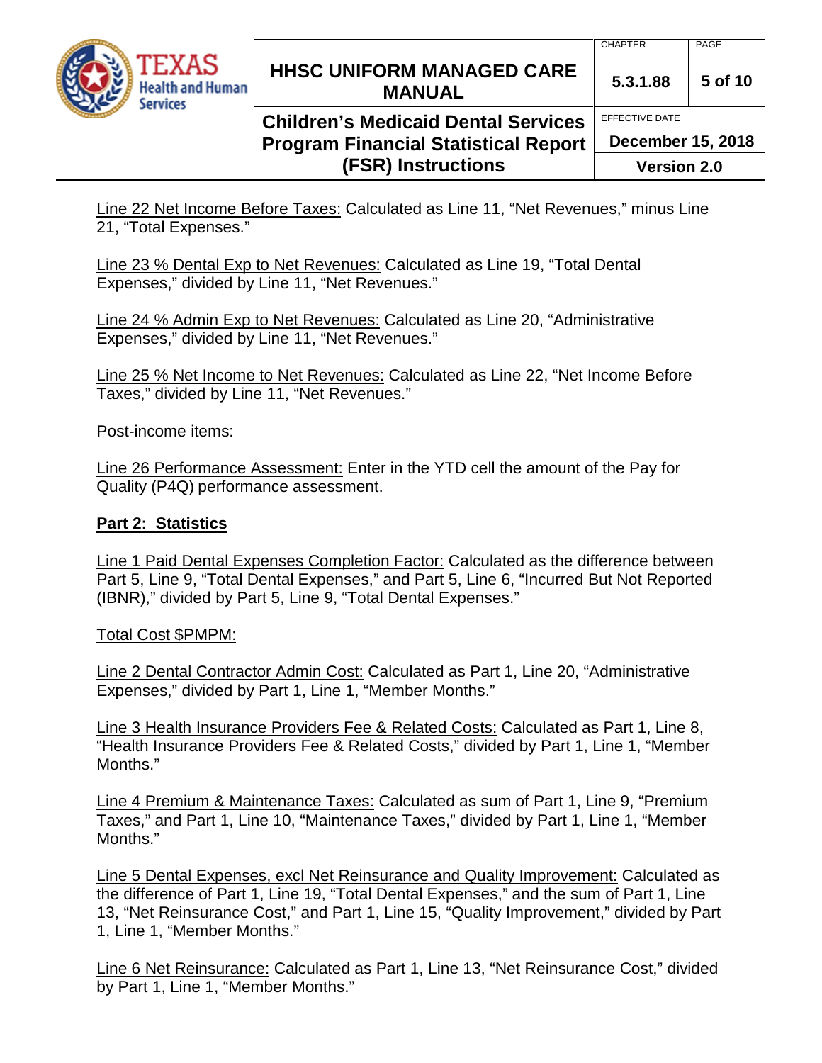Line 22 Net Income Before Taxes: Calculated as Line 11, "Net Revenues," minus Line 21, "Total Expenses."

Line 23 % Dental Exp to Net Revenues: Calculated as Line 19, "Total Dental Expenses," divided by Line 11, "Net Revenues."

Line 24 % Admin Exp to Net Revenues: Calculated as Line 20, "Administrative Expenses," divided by Line 11, "Net Revenues."

Line 25 % Net Income to Net Revenues: Calculated as Line 22, "Net Income Before Taxes," divided by Line 11, "Net Revenues."

Post-income items:

Line 26 Performance Assessment: Enter in the YTD cell the amount of the Pay for Quality (P4Q) performance assessment.

**Part 2: Statistics**

Line 1 Paid Dental Expenses Completion Factor: Calculated as the difference between Part 5, Line 9, "Total Dental Expenses," and Part 5, Line 6, "Incurred But Not Reported (IBNR)," divided by Part 5, Line 9, "Total Dental Expenses."

Total Cost $PMPM:

Line 2 Dental Contractor Admin Cost: Calculated as Part 1, Line 20, "Administrative Expenses," divided by Part 1, Line 1, "Member Months."

Line 3 Health Insurance Providers Fee & Related Costs: Calculated as Part 1, Line 8, "Health Insurance Providers Fee & Related Costs," divided by Part 1, Line 1, "Member Months."

Line 4 Premium & Maintenance Taxes: Calculated as sum of Part 1, Line 9, "Premium Taxes," and Part 1, Line 10, "Maintenance Taxes," divided by Part 1, Line 1, "Member Months."

Line 5 Dental Expenses, excl Net Reinsurance and Quality Improvement: Calculated as the difference of Part 1, Line 19, "Total Dental Expenses," and the sum of Part 1, Line 13, "Net Reinsurance Cost," and Part 1, Line 15, "Quality Improvement," divided by Part 1, Line 1, "Member Months."

Line 6 Net Reinsurance: Calculated as Part 1, Line 13, "Net Reinsurance Cost," divided by Part 1, Line 1, "Member Months."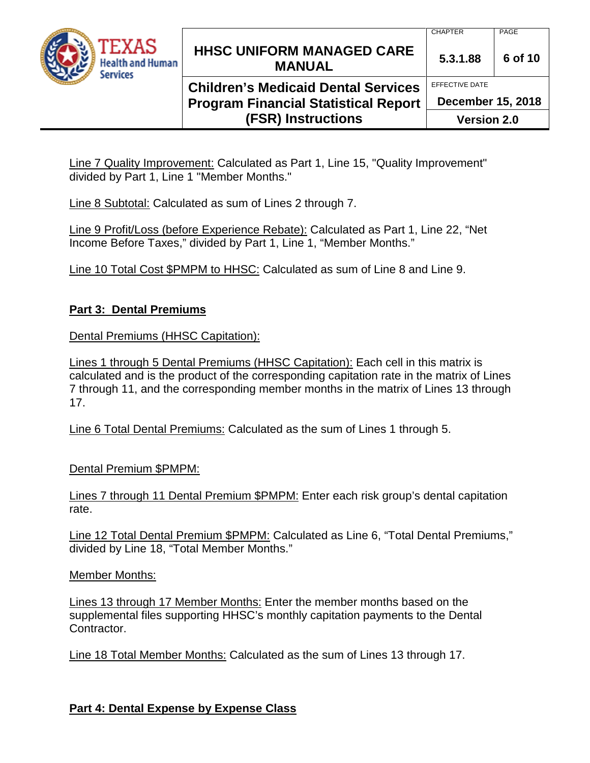Line 7 Quality Improvement: Calculated as Part 1, Line 15, "Quality Improvement" divided by Part 1, Line 1 "Member Months."

Line 8 Subtotal: Calculated as sum of Lines 2 through 7.

Line 9 Profit/Loss (before Experience Rebate): Calculated as Part 1, Line 22, "Net Income Before Taxes," divided by Part 1, Line 1, "Member Months."

Line 10 Total Cost $PMPM to HHSC: Calculated as sum of Line 8 and Line 9.

## Part 3: Dental Premiums

Dental Premiums (HHSC Capitation):

Lines 1 through 5 Dental Premiums (HHSC Capitation): Each cell in this matrix is calculated and is the product of the corresponding capitation rate in the matrix of Lines 7 through 11, and the corresponding member months in the matrix of Lines 13 through 17.

Line 6 Total Dental Premiums: Calculated as the sum of Lines 1 through 5.

Dental Premium $PMPM:

Lines 7 through 11 Dental Premium $PMPM: Enter each risk group's dental capitation rate.

Line 12 Total Dental Premium $PMPM: Calculated as Line 6, "Total Dental Premiums," divided by Line 18, "Total Member Months."

Member Months:

Lines 13 through 17 Member Months: Enter the member months based on the supplemental files supporting HHSC's monthly capitation payments to the Dental Contractor.

Line 18 Total Member Months: Calculated as the sum of Lines 13 through 17.

## Part 4: Dental Expense by Expense Class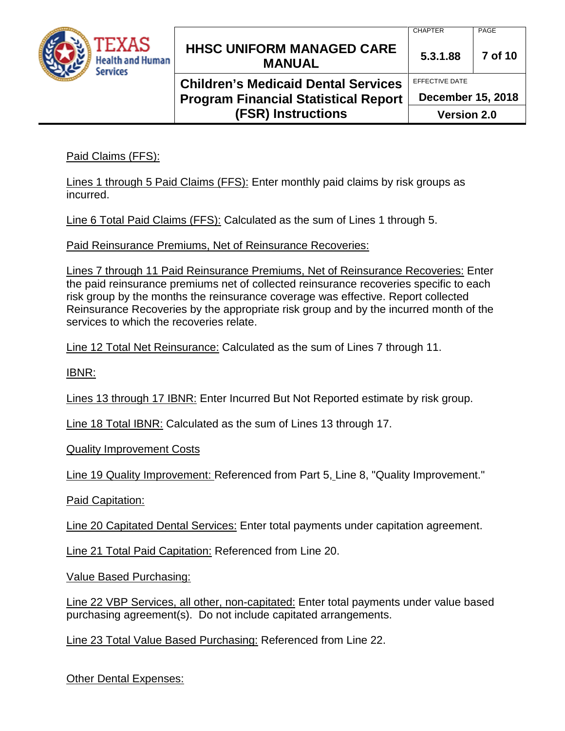Paid Claims (FFS):

Lines 1 through 5 Paid Claims (FFS): Enter monthly paid claims by risk groups as incurred.

Line 6 Total Paid Claims (FFS): Calculated as the sum of Lines 1 through 5.

Paid Reinsurance Premiums, Net of Reinsurance Recoveries:

Lines 7 through 11 Paid Reinsurance Premiums, Net of Reinsurance Recoveries: Enter the paid reinsurance premiums net of collected reinsurance recoveries specific to each risk group by the months the reinsurance coverage was effective. Report collected Reinsurance Recoveries by the appropriate risk group and by the incurred month of the services to which the recoveries relate.

Line 12 Total Net Reinsurance: Calculated as the sum of Lines 7 through 11.

IBNR:

Lines 13 through 17 IBNR: Enter Incurred But Not Reported estimate by risk group.

Line 18 Total IBNR: Calculated as the sum of Lines 13 through 17.

Quality Improvement Costs

Line 19 Quality Improvement: Referenced from Part 5, Line 8, "Quality Improvement."

Paid Capitation:

Line 20 Capitated Dental Services: Enter total payments under capitation agreement.

Line 21 Total Paid Capitation: Referenced from Line 20.

Value Based Purchasing:

Line 22 VBP Services, all other, non-capitated: Enter total payments under value based purchasing agreement(s). Do not include capitated arrangements.

Line 23 Total Value Based Purchasing: Referenced from Line 22.

Other Dental Expenses: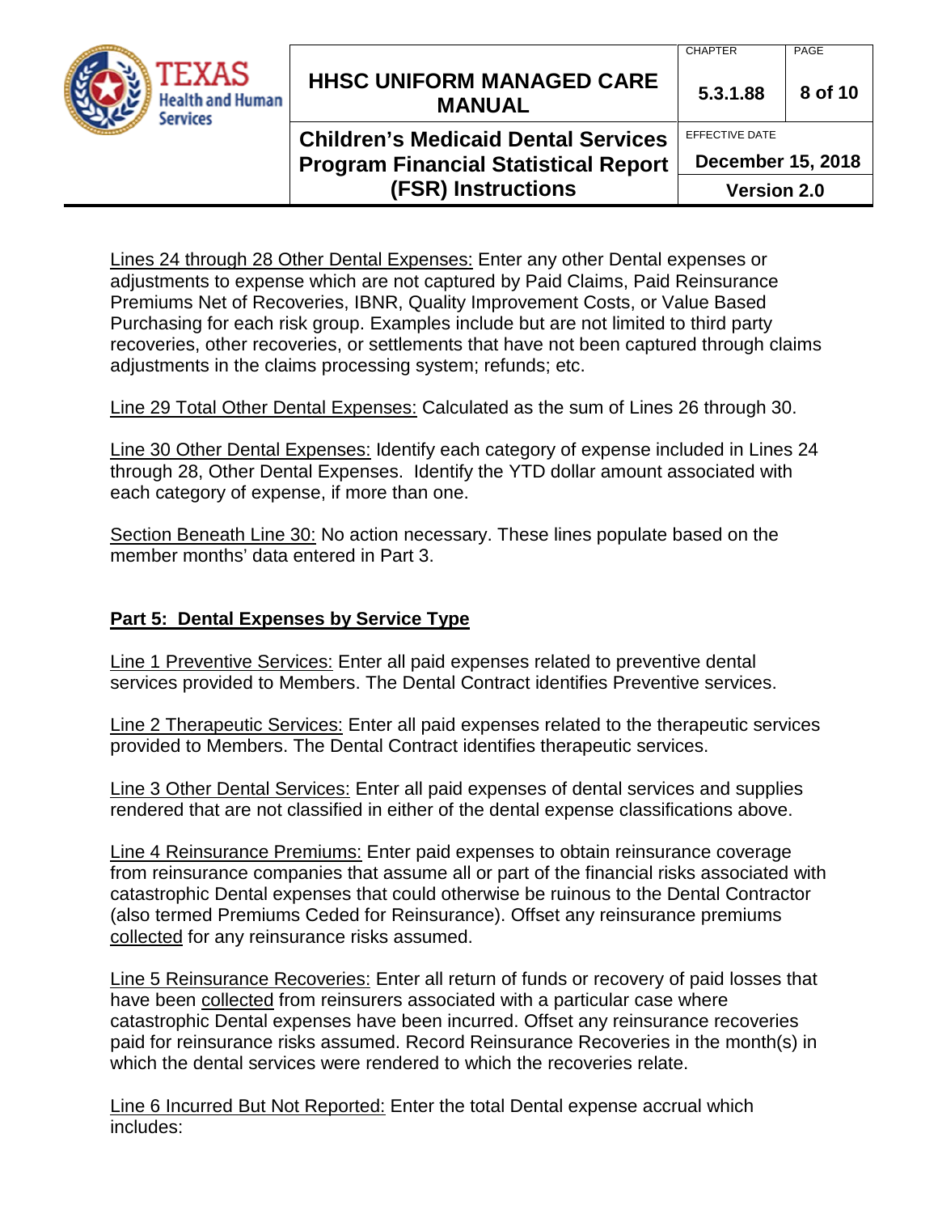Lines 24 through 28 Other Dental Expenses: Enter any other Dental expenses or adjustments to expense which are not captured by Paid Claims, Paid Reinsurance Premiums Net of Recoveries, IBNR, Quality Improvement Costs, or Value Based Purchasing for each risk group. Examples include but are not limited to third party recoveries, other recoveries, or settlements that have not been captured through claims adjustments in the claims processing system; refunds; etc.

Line 29 Total Other Dental Expenses: Calculated as the sum of Lines 26 through 30.

Line 30 Other Dental Expenses: Identify each category of expense included in Lines 24 through 28, Other Dental Expenses. Identify the YTD dollar amount associated with each category of expense, if more than one.

Section Beneath Line 30: No action necessary. These lines populate based on the member months' data entered in Part 3.

## Part 5: Dental Expenses by Service Type

Line 1 Preventive Services: Enter all paid expenses related to preventive dental services provided to Members. The Dental Contract identifies Preventive services.

Line 2 Therapeutic Services: Enter all paid expenses related to the therapeutic services provided to Members. The Dental Contract identifies therapeutic services.

Line 3 Other Dental Services: Enter all paid expenses of dental services and supplies rendered that are not classified in either of the dental expense classifications above.

Line 4 Reinsurance Premiums: Enter paid expenses to obtain reinsurance coverage from reinsurance companies that assume all or part of the financial risks associated with catastrophic Dental expenses that could otherwise be ruinous to the Dental Contractor (also termed Premiums Ceded for Reinsurance). Offset any reinsurance premiums collected for any reinsurance risks assumed.

Line 5 Reinsurance Recoveries: Enter all return of funds or recovery of paid losses that have been collected from reinsurers associated with a particular case where catastrophic Dental expenses have been incurred. Offset any reinsurance recoveries paid for reinsurance risks assumed. Record Reinsurance Recoveries in the month(s) in which the dental services were rendered to which the recoveries relate.

Line 6 Incurred But Not Reported: Enter the total Dental expense accrual which includes: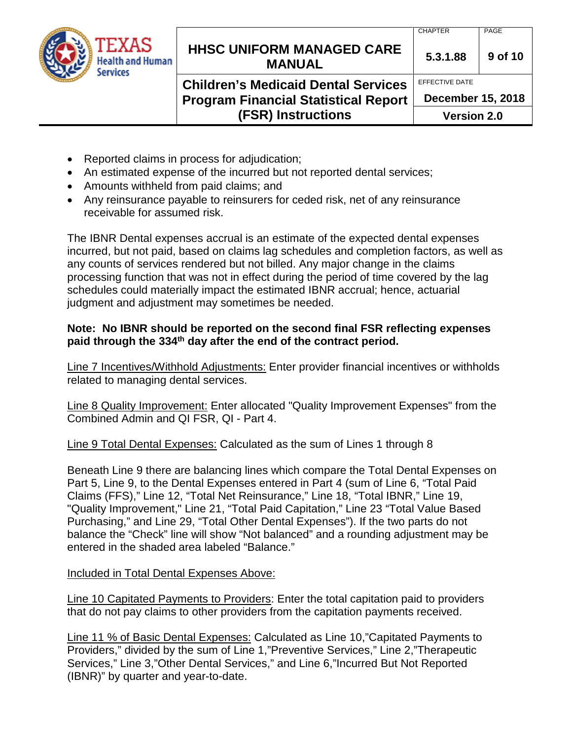- Reported claims in process for adjudication;
- An estimated expense of the incurred but not reported dental services;
- Amounts withheld from paid claims; and
- Any reinsurance payable to reinsurers for ceded risk, net of any reinsurance receivable for assumed risk.

The IBNR Dental expenses accrual is an estimate of the expected dental expenses incurred, but not paid, based on claims lag schedules and completion factors, as well as any counts of services rendered but not billed. Any major change in the claims processing function that was not in effect during the period of time covered by the lag schedules could materially impact the estimated IBNR accrual; hence, actuarial judgment and adjustment may sometimes be needed.

**Note: No IBNR should be reported on the second final FSR reflecting expenses paid through the 334th day after the end of the contract period.**

Line 7 Incentives/Withhold Adjustments: Enter provider financial incentives or withholds related to managing dental services.

Line 8 Quality Improvement: Enter allocated "Quality Improvement Expenses" from the Combined Admin and QI FSR, QI - Part 4.

Line 9 Total Dental Expenses: Calculated as the sum of Lines 1 through 8

Beneath Line 9 there are balancing lines which compare the Total Dental Expenses on Part 5, Line 9, to the Dental Expenses entered in Part 4 (sum of Line 6, "Total Paid Claims (FFS)," Line 12, "Total Net Reinsurance," Line 18, "Total IBNR," Line 19, "Quality Improvement," Line 21, "Total Paid Capitation," Line 23 "Total Value Based Purchasing," and Line 29, "Total Other Dental Expenses"). If the two parts do not balance the "Check" line will show "Not balanced" and a rounding adjustment may be entered in the shaded area labeled "Balance."

Included in Total Dental Expenses Above:

Line 10 Capitated Payments to Providers: Enter the total capitation paid to providers that do not pay claims to other providers from the capitation payments received.

Line 11 % of Basic Dental Expenses: Calculated as Line 10,"Capitated Payments to Providers," divided by the sum of Line 1,"Preventive Services," Line 2,"Therapeutic Services," Line 3,"Other Dental Services," and Line 6,"Incurred But Not Reported (IBNR)" by quarter and year-to-date.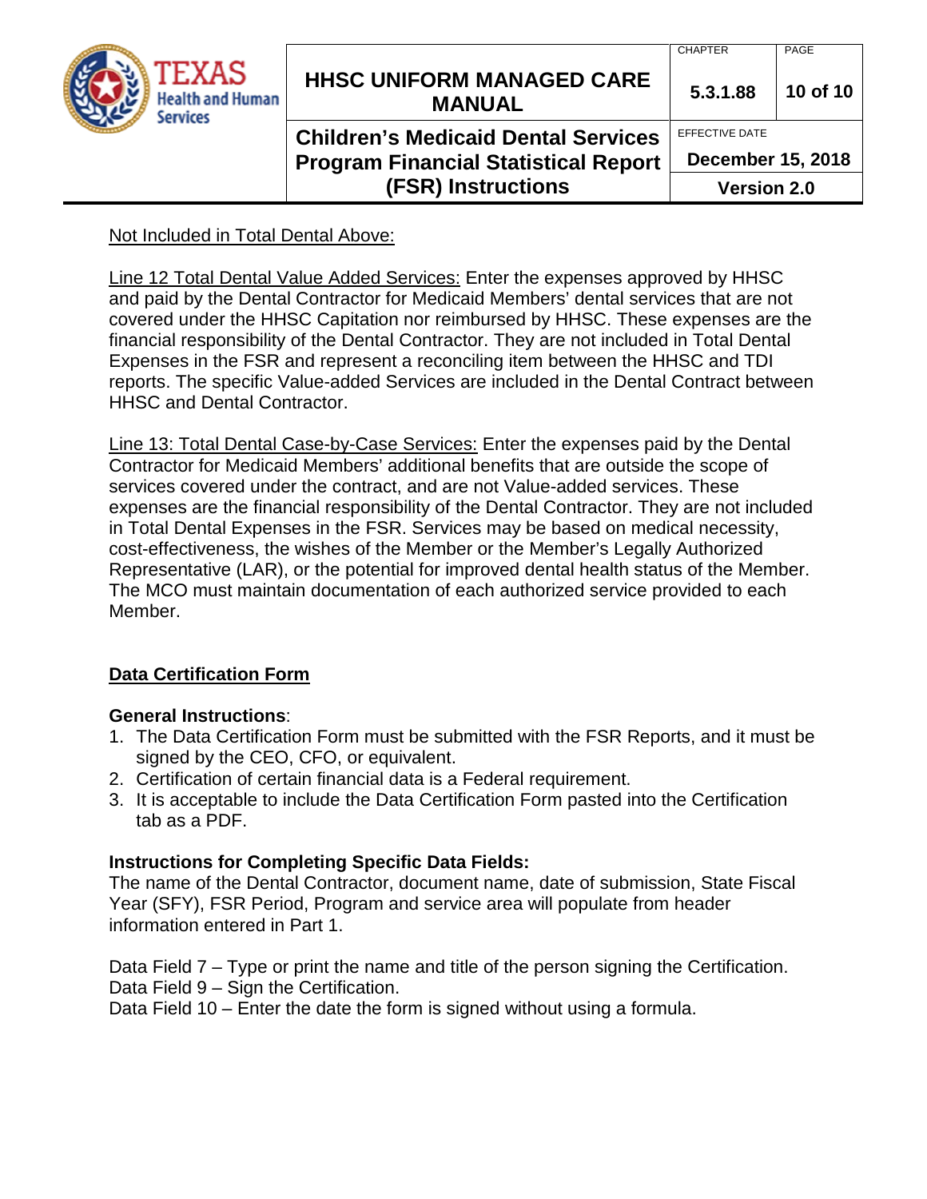Not Included in Total Dental Above:

Line 12 Total Dental Value Added Services: Enter the expenses approved by HHSC and paid by the Dental Contractor for Medicaid Members' dental services that are not covered under the HHSC Capitation nor reimbursed by HHSC. These expenses are the financial responsibility of the Dental Contractor. They are not included in Total Dental Expenses in the FSR and represent a reconciling item between the HHSC and TDI reports. The specific Value-added Services are included in the Dental Contract between HHSC and Dental Contractor.

Line 13: Total Dental Case-by-Case Services: Enter the expenses paid by the Dental Contractor for Medicaid Members' additional benefits that are outside the scope of services covered under the contract, and are not Value-added services. These expenses are the financial responsibility of the Dental Contractor. They are not included in Total Dental Expenses in the FSR. Services may be based on medical necessity, cost-effectiveness, the wishes of the Member or the Member's Legally Authorized Representative (LAR), or the potential for improved dental health status of the Member. The MCO must maintain documentation of each authorized service provided to each Member.

## Data Certification Form

**General Instructions**:

1. The Data Certification Form must be submitted with the FSR Reports, and it must be signed by the CEO, CFO, or equivalent.
2. Certification of certain financial data is a Federal requirement.
3. It is acceptable to include the Data Certification Form pasted into the Certification tab as a PDF.

**Instructions for Completing Specific Data Fields:**

The name of the Dental Contractor, document name, date of submission, State Fiscal Year (SFY), FSR Period, Program and service area will populate from header information entered in Part 1.

Data Field 7 – Type or print the name and title of the person signing the Certification.
Data Field 9 – Sign the Certification.
Data Field 10 – Enter the date the form is signed without using a formula.